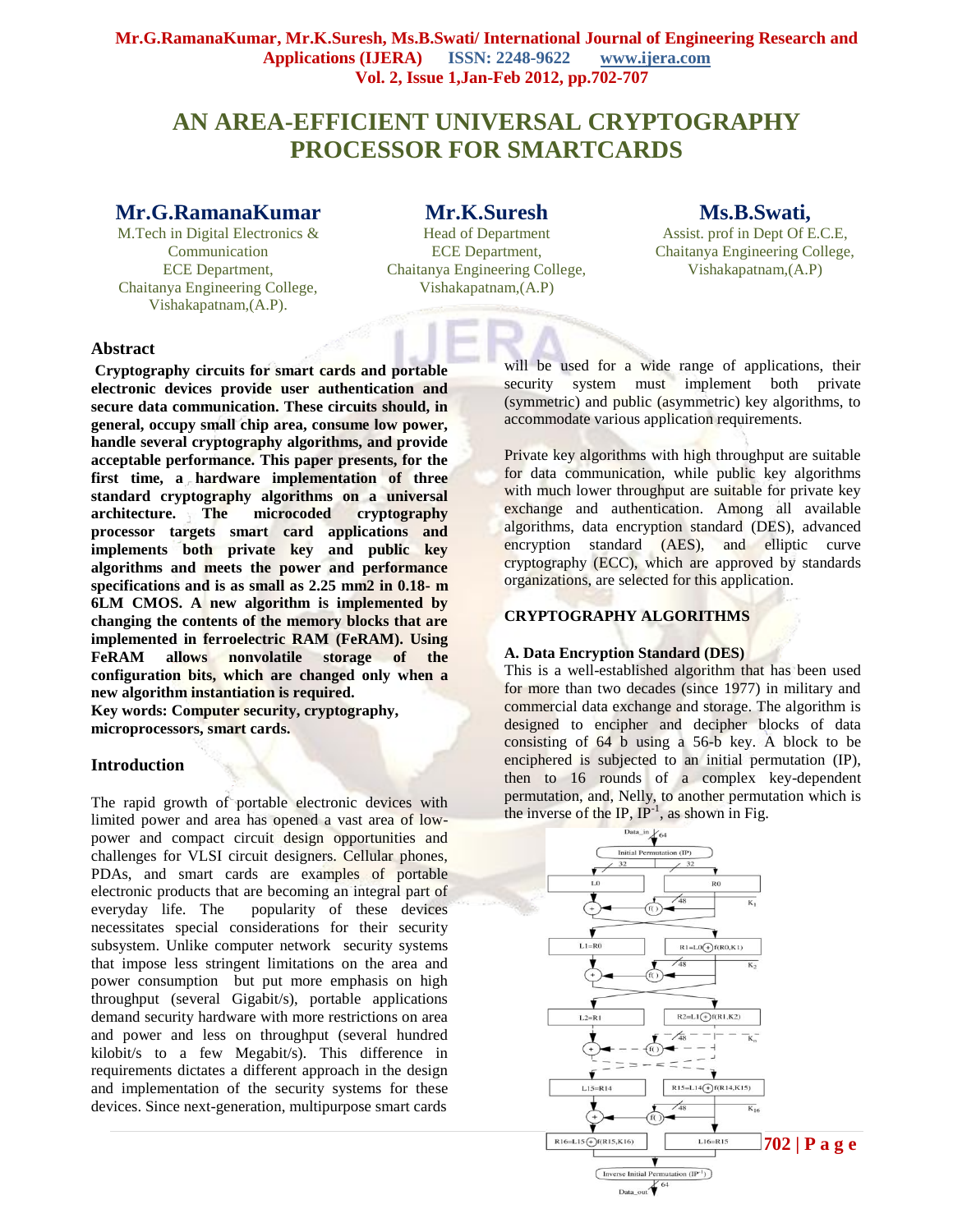# AN AREA-EFFICIENT UNIVERSAL CRYPTOGRAPHY PROCESSOR FOR SMARTCARDS

**Mr.G.RamanaKumar**
M.Tech in Digital Electronics & Communication
ECE Department,
Chaitanya Engineering College,
Vishakapatnam,(A.P).

**Mr.K.Suresh**
Head of Department
ECE Department,
Chaitanya Engineering College,
Vishakapatnam,(A.P)

**Ms.B.Swati,**
Assist. prof in Dept Of E.C.E,
Chaitanya Engineering College,
Vishakapatnam,(A.P)

## Abstract

**Cryptography circuits for smart cards and portable electronic devices provide user authentication and secure data communication. These circuits should, in general, occupy small chip area, consume low power, handle several cryptography algorithms, and provide acceptable performance. This paper presents, for the first time, a hardware implementation of three standard cryptography algorithms on a universal architecture. The microcoded cryptography processor targets smart card applications and implements both private key and public key algorithms and meets the power and performance specifications and is as small as 2.25 mm2 in 0.18- m 6LM CMOS. A new algorithm is implemented by changing the contents of the memory blocks that are implemented in ferroelectric RAM (FeRAM). Using FeRAM allows nonvolatile storage of the configuration bits, which are changed only when a new algorithm instantiation is required.**

**Key words: Computer security, cryptography, microprocessors, smart cards.**

## Introduction

The rapid growth of portable electronic devices with limited power and area has opened a vast area of low-power and compact circuit design opportunities and challenges for VLSI circuit designers. Cellular phones, PDAs, and smart cards are examples of portable electronic products that are becoming an integral part of everyday life. The popularity of these devices necessitates special considerations for their security subsystem. Unlike computer network security systems that impose less stringent limitations on the area and power consumption but put more emphasis on high throughput (several Gigabit/s), portable applications demand security hardware with more restrictions on area and power and less on throughput (several hundred kilobit/s to a few Megabit/s). This difference in requirements dictates a different approach in the design and implementation of the security systems for these devices. Since next-generation, multipurpose smart cards will be used for a wide range of applications, their security system must implement both private (symmetric) and public (asymmetric) key algorithms, to accommodate various application requirements.

Private key algorithms with high throughput are suitable for data communication, while public key algorithms with much lower throughput are suitable for private key exchange and authentication. Among all available algorithms, data encryption standard (DES), advanced encryption standard (AES), and elliptic curve cryptography (ECC), which are approved by standards organizations, are selected for this application.

## CRYPTOGRAPHY ALGORITHMS

### A. Data Encryption Standard (DES)

This is a well-established algorithm that has been used for more than two decades (since 1977) in military and commercial data exchange and storage. The algorithm is designed to encipher and decipher blocks of data consisting of 64 b using a 56-b key. A block to be enciphered is subjected to an initial permutation (IP), then to 16 rounds of a complex key-dependent permutation, and, Nelly, to another permutation which is the inverse of the IP, $IP^{-1}$, as shown in Fig.

Data_in
64
Initial Permutation (IP)
32
32
L0
R0
f( )
48
K1
L1=R0
R1=L0⊕f(R0,K1)
f( )
48
K2
L2=R1
R2=L1⊕f(R1,K2)
f( )
48
Kn
L15=R14
R15=L14⊕f(R14,K15)
f( )
48
K16
R16=L15⊕f(R15,K16)
L16=R15
Inverse Initial Permutation ($IP^{-1}$)
64
Data_out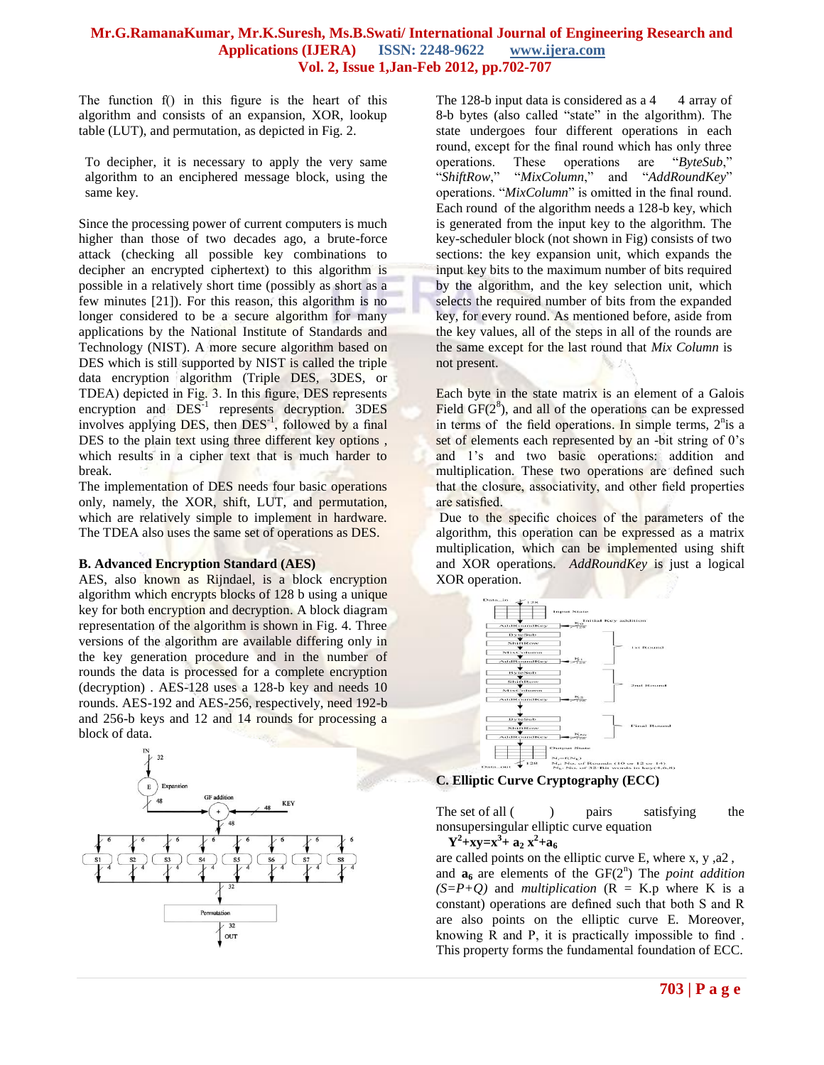The function f() in this figure is the heart of this algorithm and consists of an expansion, XOR, lookup table (LUT), and permutation, as depicted in Fig. 2.

To decipher, it is necessary to apply the very same algorithm to an enciphered message block, using the same key.

Since the processing power of current computers is much higher than those of two decades ago, a brute-force attack (checking all possible key combinations to decipher an encrypted ciphertext) to this algorithm is possible in a relatively short time (possibly as short as a few minutes [21]). For this reason, this algorithm is no longer considered to be a secure algorithm for many applications by the National Institute of Standards and Technology (NIST). A more secure algorithm based on DES which is still supported by NIST is called the triple data encryption algorithm (Triple DES, 3DES, or TDEA) depicted in Fig. 3. In this figure, DES represents encryption and $DES^{-1}$ represents decryption. 3DES involves applying DES, then $DES^{-1}$, followed by a final DES to the plain text using three different key options , which results in a cipher text that is much harder to break.

The implementation of DES needs four basic operations only, namely, the XOR, shift, LUT, and permutation, which are relatively simple to implement in hardware. The TDEA also uses the same set of operations as DES.

### B. Advanced Encryption Standard (AES)

AES, also known as Rijndael, is a block encryption algorithm which encrypts blocks of 128 b using a unique key for both encryption and decryption. A block diagram representation of the algorithm is shown in Fig. 4. Three versions of the algorithm are available differing only in the key generation procedure and in the number of rounds the data is processed for a complete encryption (decryption) . AES-128 uses a 128-b key and needs 10 rounds. AES-192 and AES-256, respectively, need 192-b and 256-b keys and 12 and 14 rounds for processing a block of data.

IN
32
E Expansion
48
GF addition
KEY
48
48
6 6 6 6 6 6 6 6
S1 S2 S3 S4 S5 S6 S7 S8
4 4 4 4 4 4 4 4
32
Permutation
32
OUT

The 128-b input data is considered as a 4 4 array of 8-b bytes (also called "state" in the algorithm). The state undergoes four different operations in each round, except for the final round which has only three operations. These operations are "*ByteSub*," "*ShiftRow*," "*MixColumn*," and "*AddRoundKey*" operations. "*MixColumn*" is omitted in the final round. Each round of the algorithm needs a 128-b key, which is generated from the input key to the algorithm. The key-scheduler block (not shown in Fig) consists of two sections: the key expansion unit, which expands the input key bits to the maximum number of bits required by the algorithm, and the key selection unit, which selects the required number of bits from the expanded key, for every round. As mentioned before, aside from the key values, all of the steps in all of the rounds are the same except for the last round that *Mix Column* is not present.

Each byte in the state matrix is an element of a Galois Field $GF(2^8)$, and all of the operations can be expressed in terms of the field operations. In simple terms, $2^n$is a set of elements each represented by an -bit string of 0's and 1's and two basic operations: addition and multiplication. These two operations are defined such that the closure, associativity, and other field properties are satisfied.

Due to the specific choices of the parameters of the algorithm, this operation can be expressed as a matrix multiplication, which can be implemented using shift and XOR operations. *AddRoundKey* is just a logical XOR operation.

Data_in
128
Input State
Initial Key addition
AddRoundKey
ByteSub
ShiftRow
MixColumn
AddRoundKey
1st Round
ByteSub
ShiftRow
MixColumn
AddRoundKey
2nd Round
ByteSub
ShiftRow
AddRoundKey
Final Round
Output State
128
Data_out
$N_r$: No. of Rounds (10 or 12 or 14)
$N_k$: No. of 32-Bit words in key(4,6,8)

### C. Elliptic Curve Cryptography (ECC)

The set of all ( ) pairs satisfying the nonsupersingular elliptic curve equation

$$Y^2+xy=x^3+ a_2 x^2+a_6$$

are called points on the elliptic curve E, where x, y ,a2 , and $a_6$ are elements of the $GF(2^n)$ The *point addition (S=P+Q)* and *multiplication* (R = K.p where K is a constant) operations are defined such that both S and R are also points on the elliptic curve E. Moreover, knowing R and P, it is practically impossible to find . This property forms the fundamental foundation of ECC.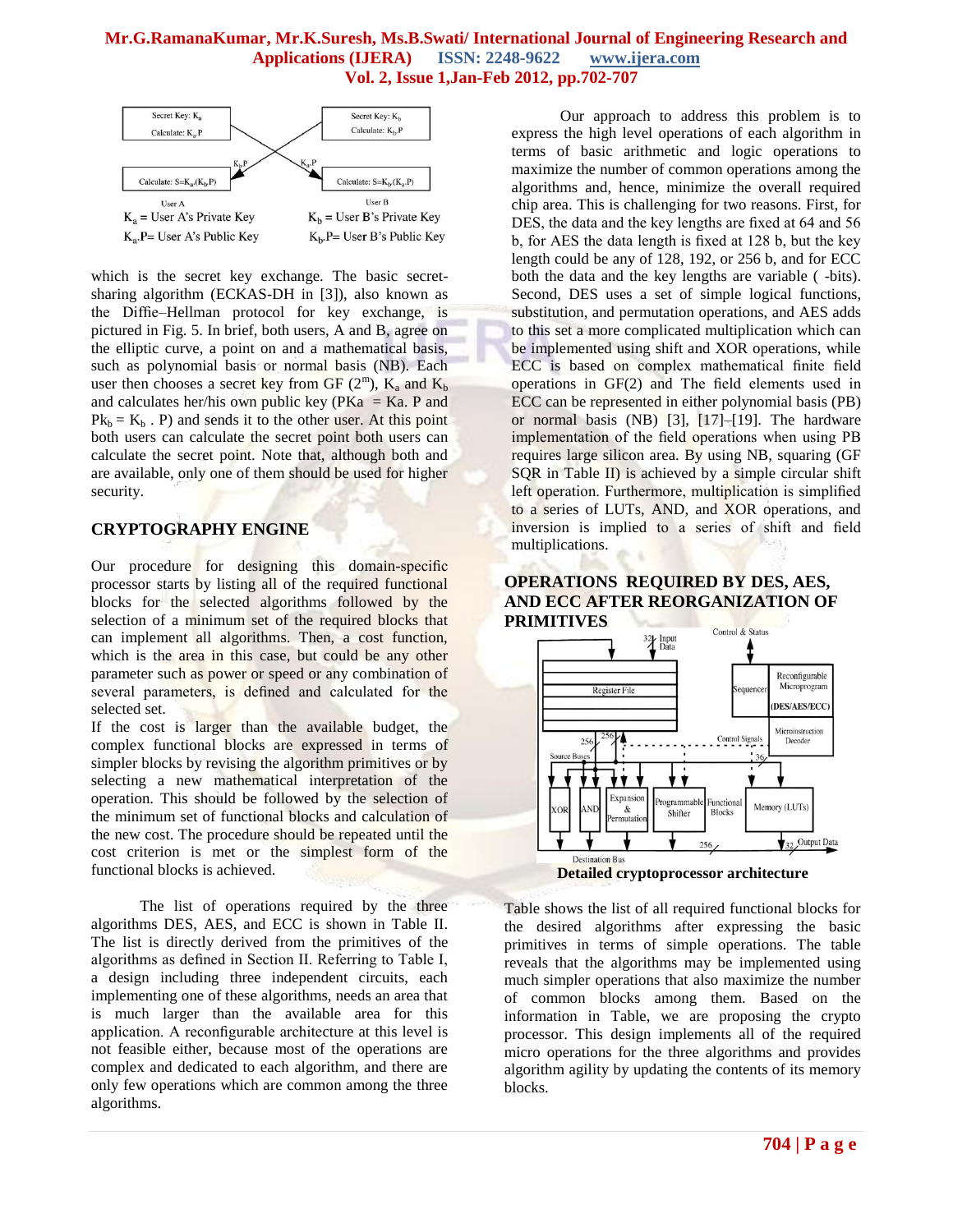Secret Key: $K_a$

Calculate: $K_a.P$

Secret Key: $K_b$

Calculate: $K_b.P$

$K_b.P$

$K_a.P$

Calculate: $S=K_a.(K_b.P)$

Calculate: $S=K_b.(K_a.P)$

User A

User B

$K_a$ = User A's Private Key

$K_b$ = User B's Private Key

$K_a.P$= User A's Public Key

$K_b.P$= User B's Public Key

which is the secret key exchange. The basic secret-sharing algorithm (ECKAS-DH in [3]), also known as the Diffie–Hellman protocol for key exchange, is pictured in Fig. 5. In brief, both users, A and B, agree on the elliptic curve, a point on and a mathematical basis, such as polynomial basis or normal basis (NB). Each user then chooses a secret key from GF ($2^m$), $K_a$ and $K_b$ and calculates her/his own public key (PKa = Ka. P and $Pk_b = K_b . P$) and sends it to the other user. At this point both users can calculate the secret point both users can calculate the secret point. Note that, although both and are available, only one of them should be used for higher security.

## CRYPTOGRAPHY ENGINE

Our procedure for designing this domain-specific processor starts by listing all of the required functional blocks for the selected algorithms followed by the selection of a minimum set of the required blocks that can implement all algorithms. Then, a cost function, which is the area in this case, but could be any other parameter such as power or speed or any combination of several parameters, is defined and calculated for the selected set.

If the cost is larger than the available budget, the complex functional blocks are expressed in terms of simpler blocks by revising the algorithm primitives or by selecting a new mathematical interpretation of the operation. This should be followed by the selection of the minimum set of functional blocks and calculation of the new cost. The procedure should be repeated until the cost criterion is met or the simplest form of the functional blocks is achieved.

The list of operations required by the three algorithms DES, AES, and ECC is shown in Table II. The list is directly derived from the primitives of the algorithms as defined in Section II. Referring to Table I, a design including three independent circuits, each implementing one of these algorithms, needs an area that is much larger than the available area for this application. A reconfigurable architecture at this level is not feasible either, because most of the operations are complex and dedicated to each algorithm, and there are only few operations which are common among the three algorithms.

Our approach to address this problem is to express the high level operations of each algorithm in terms of basic arithmetic and logic operations to maximize the number of common operations among the algorithms and, hence, minimize the overall required chip area. This is challenging for two reasons. First, for DES, the data and the key lengths are fixed at 64 and 56 b, for AES the data length is fixed at 128 b, but the key length could be any of 128, 192, or 256 b, and for ECC both the data and the key lengths are variable ( -bits). Second, DES uses a set of simple logical functions, substitution, and permutation operations, and AES adds to this set a more complicated multiplication which can be implemented using shift and XOR operations, while ECC is based on complex mathematical finite field operations in GF(2) and The field elements used in ECC can be represented in either polynomial basis (PB) or normal basis (NB) [3], [17]–[19]. The hardware implementation of the field operations when using PB requires large silicon area. By using NB, squaring (GF SQR in Table II) is achieved by a simple circular shift left operation. Furthermore, multiplication is simplified to a series of LUTs, AND, and XOR operations, and inversion is implied to a series of shift and field multiplications.

## OPERATIONS REQUIRED BY DES, AES, AND ECC AFTER REORGANIZATION OF PRIMITIVES

32 Input Data

Control & Status

Register File

Sequencer

Reconfigurable Microprogram (DES/AES/ECC)

Microinstruction Decoder

256

256

Control Signals

36

Source Buses

XOR

AND

Expansion & Permutation

Programmable Shifter

Functional Blocks

Memory (LUTs)

256

32 Output Data

Destination Bus

**Detailed cryptoprocessor architecture**

Table shows the list of all required functional blocks for the desired algorithms after expressing the basic primitives in terms of simple operations. The table reveals that the algorithms may be implemented using much simpler operations that also maximize the number of common blocks among them. Based on the information in Table, we are proposing the crypto processor. This design implements all of the required micro operations for the three algorithms and provides algorithm agility by updating the contents of its memory blocks.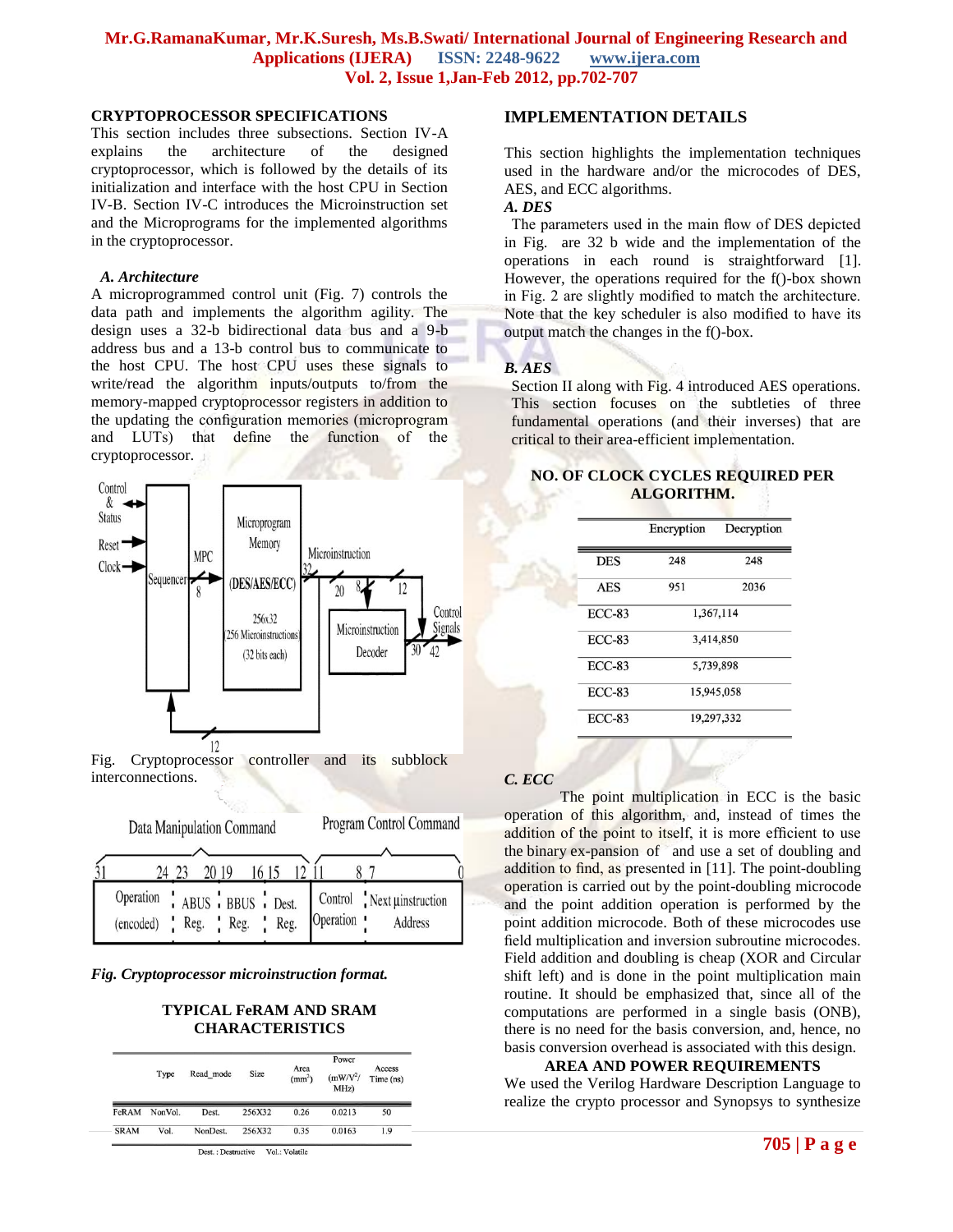## CRYPTOPROCESSOR SPECIFICATIONS

This section includes three subsections. Section IV-A explains the architecture of the designed cryptoprocessor, which is followed by the details of its initialization and interface with the host CPU in Section IV-B. Section IV-C introduces the Microinstruction set and the Microprograms for the implemented algorithms in the cryptoprocessor.

### A. Architecture

A microprogrammed control unit (Fig. 7) controls the data path and implements the algorithm agility. The design uses a 32-b bidirectional data bus and a 9-b address bus and a 13-b control bus to communicate to the host CPU. The host CPU uses these signals to write/read the algorithm inputs/outputs to/from the memory-mapped cryptoprocessor registers in addition to the updating the configuration memories (microprogram and LUTs) that define the function of the cryptoprocessor.

Control & Status
Reset
Clock
Sequencer
MPC
8
Microprogram Memory
(DES/AES/ECC)
256x32
(256 Microinstructions)
(32 bits each)
Microinstruction
32
20
8
12
Microinstruction Decoder
Control Signals
30
42
12

Fig. Cryptoprocessor controller and its subblock interconnections.

Data Manipulation Command
Program Control Command
31 24 23 20 19 16 15 12 11 8 7 0
Operation (encoded)
ABUS Reg.
BBUS Reg.
Dest. Reg.
Control Operation
Next μinstruction Address

*Fig. Cryptoprocessor microinstruction format.*

**TYPICAL FeRAM AND SRAM CHARACTERISTICS**

| | Type | Read_mode | Size | Area ($mm^2$) | Power ($mW/V^2$/MHz) | Access Time (ns) |
|---|---|---|---|---|---|---|
| FeRAM | NonVol. | Dest. | 256X32 | 0.26 | 0.0213 | 50 |
| SRAM | Vol. | NonDest. | 256X32 | 0.35 | 0.0163 | 1.9 |

Dest. : Destructive Vol.: Volatile

## IMPLEMENTATION DETAILS

This section highlights the implementation techniques used in the hardware and/or the microcodes of DES, AES, and ECC algorithms.

### A. DES

The parameters used in the main flow of DES depicted in Fig. are 32 b wide and the implementation of the operations in each round is straightforward [1]. However, the operations required for the f()-box shown in Fig. 2 are slightly modified to match the architecture. Note that the key scheduler is also modified to have its output match the changes in the f()-box.

### B. AES

Section II along with Fig. 4 introduced AES operations. This section focuses on the subtleties of three fundamental operations (and their inverses) that are critical to their area-efficient implementation.

**NO. OF CLOCK CYCLES REQUIRED PER ALGORITHM.**

| | Encryption | Decryption |
|---|---|---|
| DES | 248 | 248 |
| AES | 951 | 2036 |
| ECC-83 | 1,367,114 | |
| ECC-83 | 3,414,850 | |
| ECC-83 | 5,739,898 | |
| ECC-83 | 15,945,058 | |
| ECC-83 | 19,297,332 | |

### C. ECC

The point multiplication in ECC is the basic operation of this algorithm, and, instead of times the addition of the point to itself, it is more efficient to use the binary ex-pansion of and use a set of doubling and addition to find, as presented in [11]. The point-doubling operation is carried out by the point-doubling microcode and the point addition operation is performed by the point addition microcode. Both of these microcodes use field multiplication and inversion subroutine microcodes. Field addition and doubling is cheap (XOR and Circular shift left) and is done in the point multiplication main routine. It should be emphasized that, since all of the computations are performed in a single basis (ONB), there is no need for the basis conversion, and, hence, no basis conversion overhead is associated with this design.

## AREA AND POWER REQUIREMENTS

We used the Verilog Hardware Description Language to realize the crypto processor and Synopsys to synthesize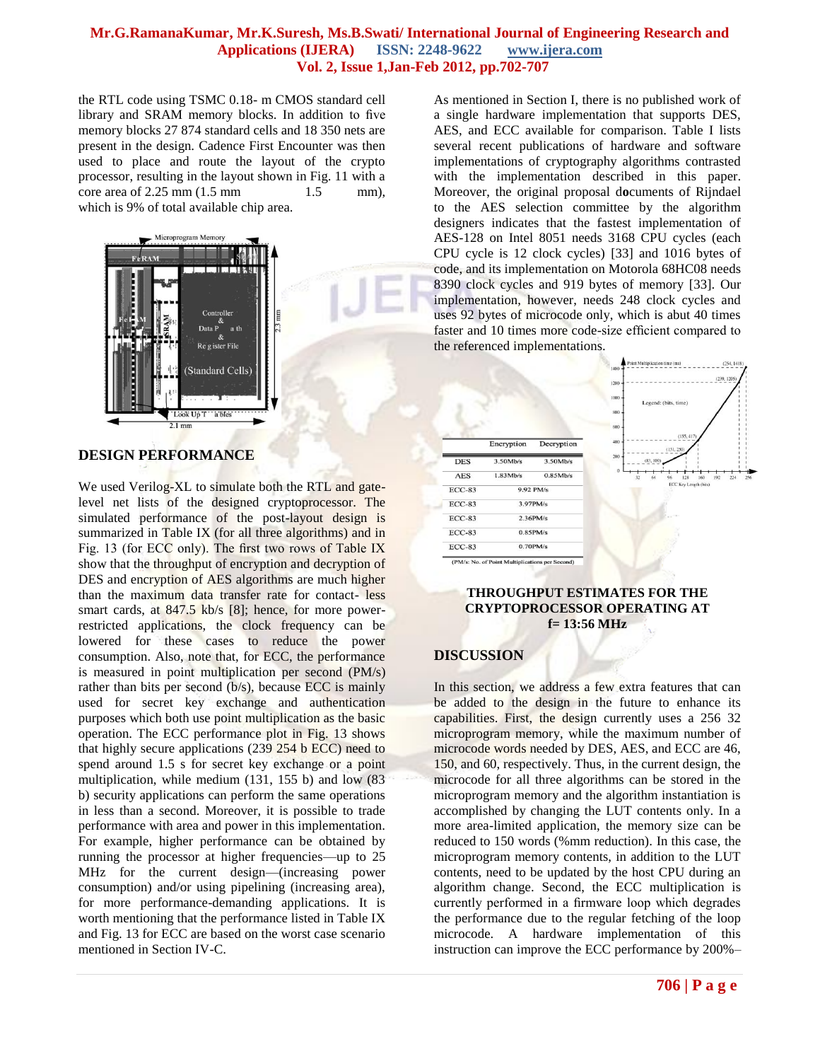the RTL code using TSMC 0.18- m CMOS standard cell library and SRAM memory blocks. In addition to five memory blocks 27 874 standard cells and 18 350 nets are present in the design. Cadence First Encounter was then used to place and route the layout of the crypto processor, resulting in the layout shown in Fig. 11 with a core area of 2.25 mm (1.5 mm 1.5 mm), which is 9% of total available chip area.

## DESIGN PERFORMANCE

We used Verilog-XL to simulate both the RTL and gate-level net lists of the designed cryptoprocessor. The simulated performance of the post-layout design is summarized in Table IX (for all three algorithms) and in Fig. 13 (for ECC only). The first two rows of Table IX show that the throughput of encryption and decryption of DES and encryption of AES algorithms are much higher than the maximum data transfer rate for contact- less smart cards, at 847.5 kb/s [8]; hence, for more power-restricted applications, the clock frequency can be lowered for these cases to reduce the power consumption. Also, note that, for ECC, the performance is measured in point multiplication per second (PM/s) rather than bits per second (b/s), because ECC is mainly used for secret key exchange and authentication purposes which both use point multiplication as the basic operation. The ECC performance plot in Fig. 13 shows that highly secure applications (239 254 b ECC) need to spend around 1.5 s for secret key exchange or a point multiplication, while medium (131, 155 b) and low (83 b) security applications can perform the same operations in less than a second. Moreover, it is possible to trade performance with area and power in this implementation. For example, higher performance can be obtained by running the processor at higher frequencies—up to 25 MHz for the current design—(increasing power consumption) and/or using pipelining (increasing area), for more performance-demanding applications. It is worth mentioning that the performance listed in Table IX and Fig. 13 for ECC are based on the worst case scenario mentioned in Section IV-C.

As mentioned in Section I, there is no published work of a single hardware implementation that supports DES, AES, and ECC available for comparison. Table I lists several recent publications of hardware and software implementations of cryptography algorithms contrasted with the implementation described in this paper. Moreover, the original proposal documents of Rijndael to the AES selection committee by the algorithm designers indicates that the fastest implementation of AES-128 on Intel 8051 needs 3168 CPU cycles (each CPU cycle is 12 clock cycles) [33] and 1016 bytes of code, and its implementation on Motorola 68HC08 needs 8390 clock cycles and 919 bytes of memory [33]. Our implementation, however, needs 248 clock cycles and uses 92 bytes of microcode only, which is abut 40 times faster and 10 times more code-size efficient compared to the referenced implementations.

| | Encryption | Decryption |
|---|---|---|
| DES | 3.50Mb/s | 3.50Mb/s |
| AES | 1.83Mb/s | 0.85Mb/s |
| ECC-83 | 9.92 PM/s | |
| ECC-83 | 3.97PM/s | |
| ECC-83 | 2.36PM/s | |
| ECC-83 | 0.85PM/s | |
| ECC-83 | 0.70PM/s | |

(PM/s: No. of Point Multiplications per Second)

**THROUGHPUT ESTIMATES FOR THE CRYPTOPROCESSOR OPERATING AT f= 13:56 MHz**

## DISCUSSION

In this section, we address a few extra features that can be added to the design in the future to enhance its capabilities. First, the design currently uses a 256 32 microprogram memory, while the maximum number of microcode words needed by DES, AES, and ECC are 46, 150, and 60, respectively. Thus, in the current design, the microcode for all three algorithms can be stored in the microprogram memory and the algorithm instantiation is accomplished by changing the LUT contents only. In a more area-limited application, the memory size can be reduced to 150 words (%mm reduction). In this case, the microprogram memory contents, in addition to the LUT contents, need to be updated by the host CPU during an algorithm change. Second, the ECC multiplication is currently performed in a firmware loop which degrades the performance due to the regular fetching of the loop microcode. A hardware implementation of this instruction can improve the ECC performance by 200%–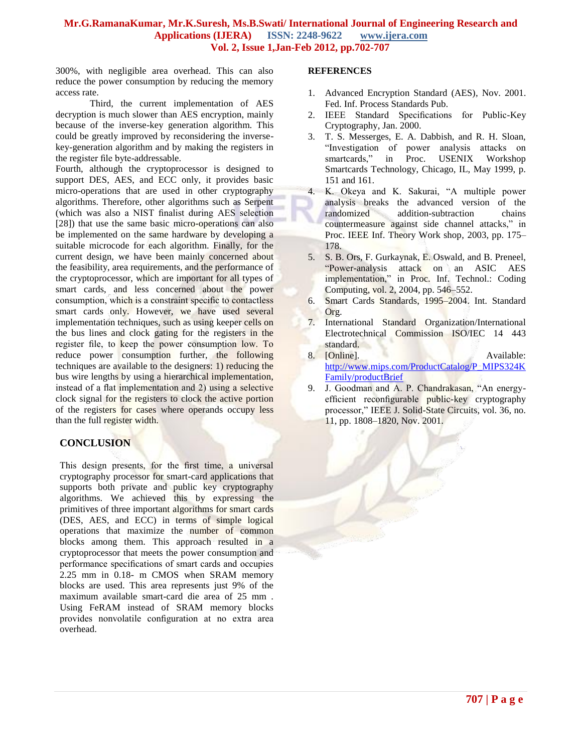300%, with negligible area overhead. This can also reduce the power consumption by reducing the memory access rate.

Third, the current implementation of AES decryption is much slower than AES encryption, mainly because of the inverse-key generation algorithm. This could be greatly improved by reconsidering the inverse-key-generation algorithm and by making the registers in the register file byte-addressable.

Fourth, although the cryptoprocessor is designed to support DES, AES, and ECC only, it provides basic micro-operations that are used in other cryptography algorithms. Therefore, other algorithms such as Serpent (which was also a NIST finalist during AES selection [28]) that use the same basic micro-operations can also be implemented on the same hardware by developing a suitable microcode for each algorithm. Finally, for the current design, we have been mainly concerned about the feasibility, area requirements, and the performance of the cryptoprocessor, which are important for all types of smart cards, and less concerned about the power consumption, which is a constraint specific to contactless smart cards only. However, we have used several implementation techniques, such as using keeper cells on the bus lines and clock gating for the registers in the register file, to keep the power consumption low. To reduce power consumption further, the following techniques are available to the designers: 1) reducing the bus wire lengths by using a hierarchical implementation, instead of a flat implementation and 2) using a selective clock signal for the registers to clock the active portion of the registers for cases where operands occupy less than the full register width.

## CONCLUSION

This design presents, for the first time, a universal cryptography processor for smart-card applications that supports both private and public key cryptography algorithms. We achieved this by expressing the primitives of three important algorithms for smart cards (DES, AES, and ECC) in terms of simple logical operations that maximize the number of common blocks among them. This approach resulted in a cryptoprocessor that meets the power consumption and performance specifications of smart cards and occupies 2.25 mm in 0.18- m CMOS when SRAM memory blocks are used. This area represents just 9% of the maximum available smart-card die area of 25 mm . Using FeRAM instead of SRAM memory blocks provides nonvolatile configuration at no extra area overhead.

## REFERENCES

1. Advanced Encryption Standard (AES), Nov. 2001. Fed. Inf. Process Standards Pub.
2. IEEE Standard Specifications for Public-Key Cryptography, Jan. 2000.
3. T. S. Messerges, E. A. Dabbish, and R. H. Sloan, "Investigation of power analysis attacks on smartcards," in Proc. USENIX Workshop Smartcards Technology, Chicago, IL, May 1999, p. 151 and 161.
4. K. Okeya and K. Sakurai, "A multiple power analysis breaks the advanced version of the randomized addition-subtraction chains countermeasure against side channel attacks," in Proc. IEEE Inf. Theory Work shop, 2003, pp. 175–178.
5. S. B. Ors, F. Gurkaynak, E. Oswald, and B. Preneel, "Power-analysis attack on an ASIC AES implementation," in Proc. Inf. Technol.: Coding Computing, vol. 2, 2004, pp. 546–552.
6. Smart Cards Standards, 1995–2004. Int. Standard Org.
7. International Standard Organization/International Electrotechnical Commission ISO/IEC 14 443 standard.
8. [Online]. Available: http://www.mips.com/ProductCatalog/P_MIPS324KFamily/productBrief
9. J. Goodman and A. P. Chandrakasan, "An energy-efficient reconfigurable public-key cryptography processor," IEEE J. Solid-State Circuits, vol. 36, no. 11, pp. 1808–1820, Nov. 2001.